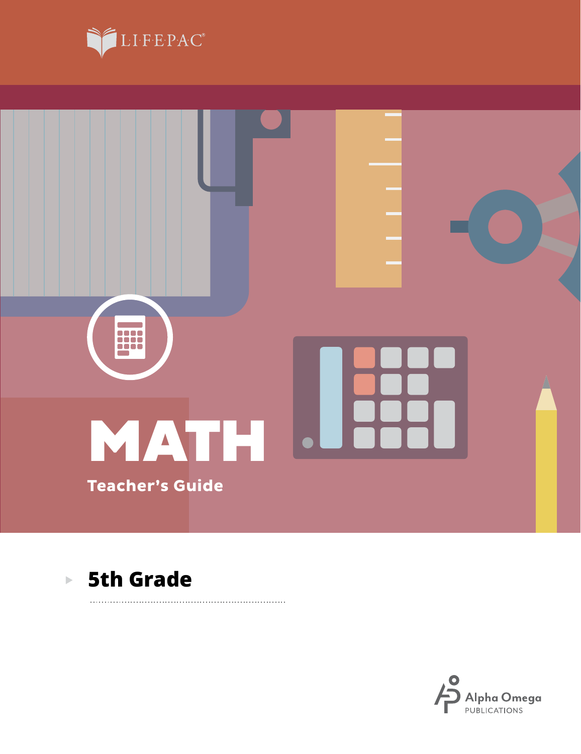LIFEPAC®

# MATH

## Teacher's Guide

### 5th Grade

Alpha Omega PUBLICATIONS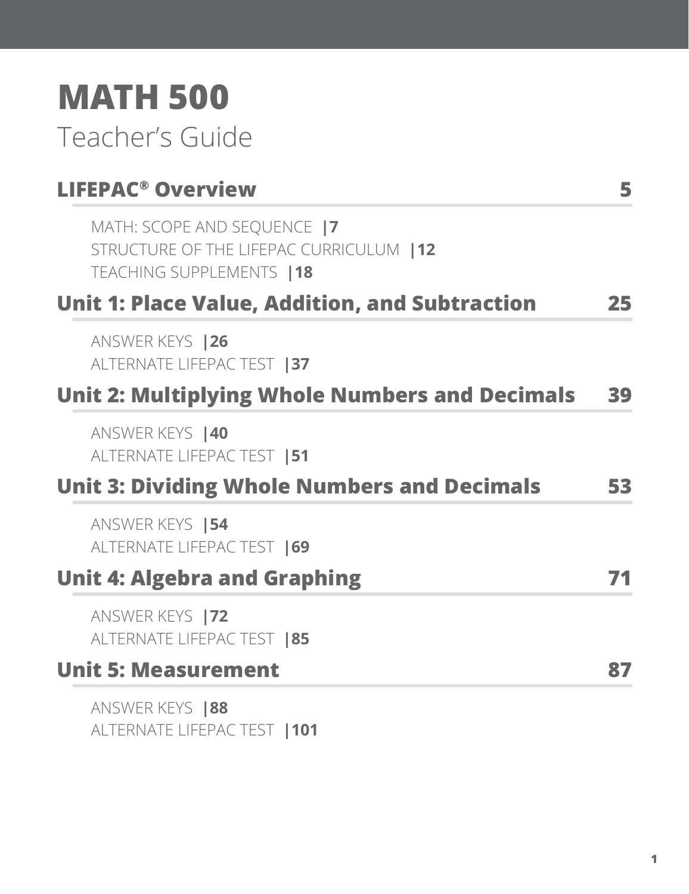# MATH 500

Teacher's Guide

**LIFEPAC® Overview** **5**

- MATH: SCOPE AND SEQUENCE **|7**
- STRUCTURE OF THE LIFEPAC CURRICULUM **|12**
- TEACHING SUPPLEMENTS **|18**

**Unit 1: Place Value, Addition, and Subtraction** **25**

- ANSWER KEYS **|26**
- ALTERNATE LIFEPAC TEST **|37**

**Unit 2: Multiplying Whole Numbers and Decimals** **39**

- ANSWER KEYS **|40**
- ALTERNATE LIFEPAC TEST **|51**

**Unit 3: Dividing Whole Numbers and Decimals** **53**

- ANSWER KEYS **|54**
- ALTERNATE LIFEPAC TEST **|69**

**Unit 4: Algebra and Graphing** **71**

- ANSWER KEYS **|72**
- ALTERNATE LIFEPAC TEST **|85**

**Unit 5: Measurement** **87**

- ANSWER KEYS **|88**
- ALTERNATE LIFEPAC TEST **|101**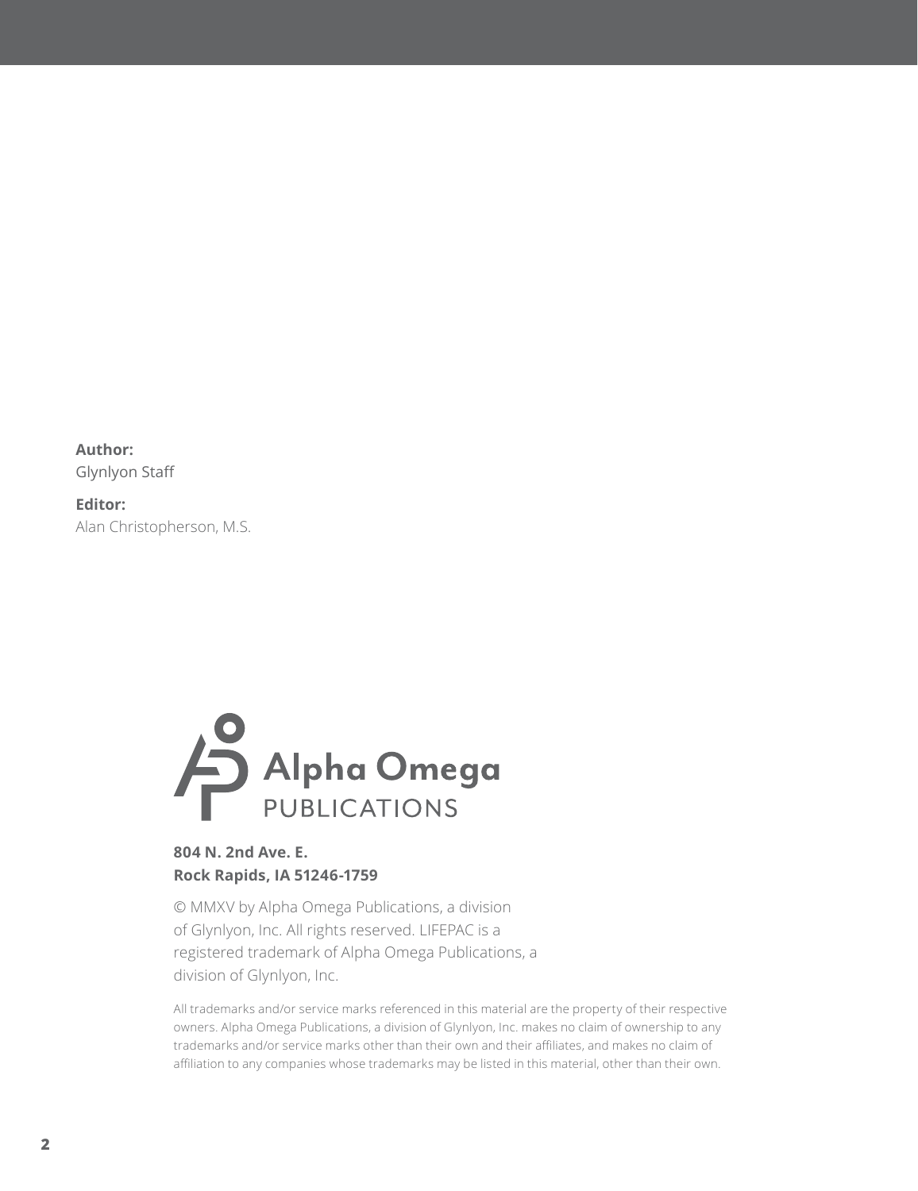**Author:**
Glynlyon Staff

**Editor:**
Alan Christopherson, M.S.

Alpha Omega
PUBLICATIONS

**804 N. 2nd Ave. E.**
**Rock Rapids, IA 51246-1759**

© MMXV by Alpha Omega Publications, a division of Glynlyon, Inc. All rights reserved. LIFEPAC is a registered trademark of Alpha Omega Publications, a division of Glynlyon, Inc.

All trademarks and/or service marks referenced in this material are the property of their respective owners. Alpha Omega Publications, a division of Glynlyon, Inc. makes no claim of ownership to any trademarks and/or service marks other than their own and their affiliates, and makes no claim of affiliation to any companies whose trademarks may be listed in this material, other than their own.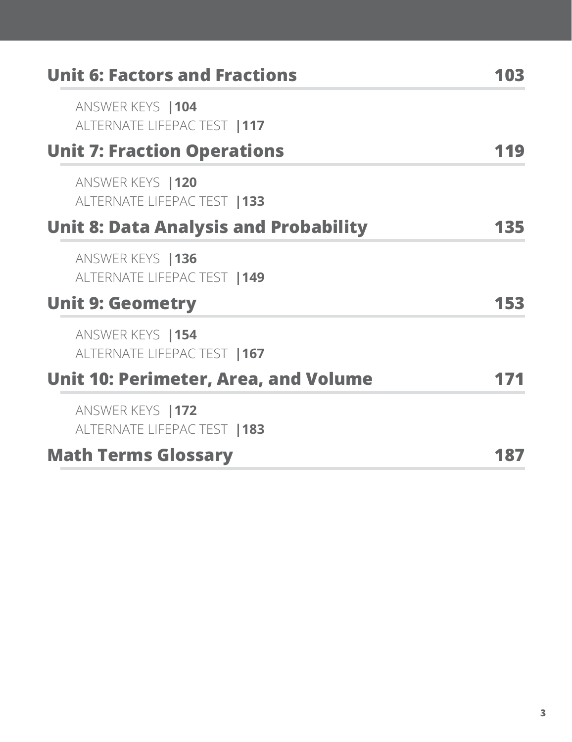## Unit 6: Factors and Fractions 103

ANSWER KEYS |104

ALTERNATE LIFEPAC TEST |117

## Unit 7: Fraction Operations 119

ANSWER KEYS |120

ALTERNATE LIFEPAC TEST |133

## Unit 8: Data Analysis and Probability 135

ANSWER KEYS |136

ALTERNATE LIFEPAC TEST |149

## Unit 9: Geometry 153

ANSWER KEYS |154

ALTERNATE LIFEPAC TEST |167

## Unit 10: Perimeter, Area, and Volume 171

ANSWER KEYS |172

ALTERNATE LIFEPAC TEST |183

## Math Terms Glossary 187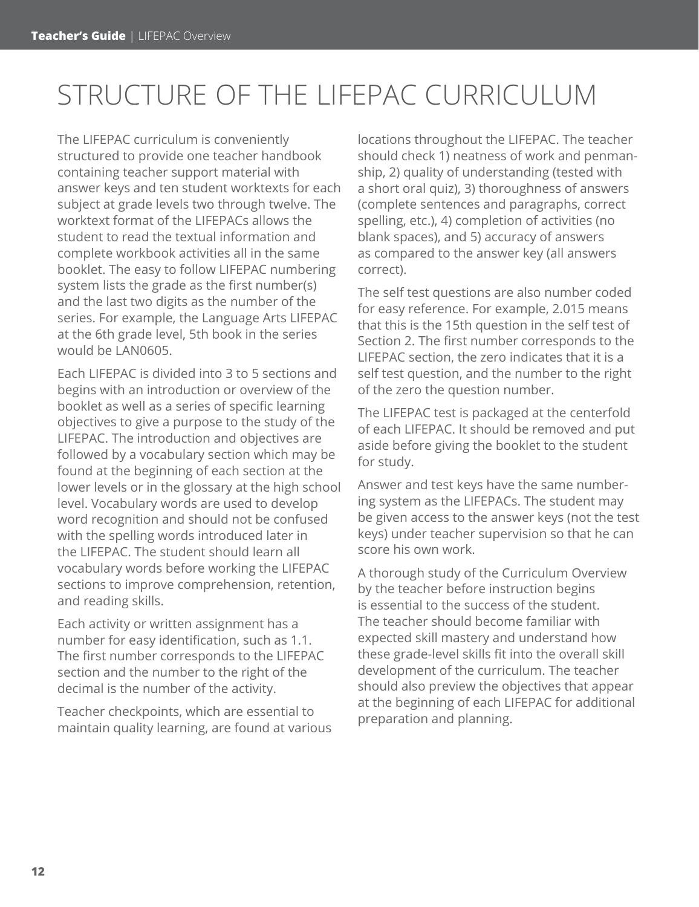# STRUCTURE OF THE LIFEPAC CURRICULUM

The LIFEPAC curriculum is conveniently structured to provide one teacher handbook containing teacher support material with answer keys and ten student worktexts for each subject at grade levels two through twelve. The worktext format of the LIFEPACs allows the student to read the textual information and complete workbook activities all in the same booklet. The easy to follow LIFEPAC numbering system lists the grade as the first number(s) and the last two digits as the number of the series. For example, the Language Arts LIFEPAC at the 6th grade level, 5th book in the series would be LAN0605.

Each LIFEPAC is divided into 3 to 5 sections and begins with an introduction or overview of the booklet as well as a series of specific learning objectives to give a purpose to the study of the LIFEPAC. The introduction and objectives are followed by a vocabulary section which may be found at the beginning of each section at the lower levels or in the glossary at the high school level. Vocabulary words are used to develop word recognition and should not be confused with the spelling words introduced later in the LIFEPAC. The student should learn all vocabulary words before working the LIFEPAC sections to improve comprehension, retention, and reading skills.

Each activity or written assignment has a number for easy identification, such as 1.1. The first number corresponds to the LIFEPAC section and the number to the right of the decimal is the number of the activity.

Teacher checkpoints, which are essential to maintain quality learning, are found at various locations throughout the LIFEPAC. The teacher should check 1) neatness of work and penmanship, 2) quality of understanding (tested with a short oral quiz), 3) thoroughness of answers (complete sentences and paragraphs, correct spelling, etc.), 4) completion of activities (no blank spaces), and 5) accuracy of answers as compared to the answer key (all answers correct).

The self test questions are also number coded for easy reference. For example, 2.015 means that this is the 15th question in the self test of Section 2. The first number corresponds to the LIFEPAC section, the zero indicates that it is a self test question, and the number to the right of the zero the question number.

The LIFEPAC test is packaged at the centerfold of each LIFEPAC. It should be removed and put aside before giving the booklet to the student for study.

Answer and test keys have the same numbering system as the LIFEPACs. The student may be given access to the answer keys (not the test keys) under teacher supervision so that he can score his own work.

A thorough study of the Curriculum Overview by the teacher before instruction begins is essential to the success of the student. The teacher should become familiar with expected skill mastery and understand how these grade-level skills fit into the overall skill development of the curriculum. The teacher should also preview the objectives that appear at the beginning of each LIFEPAC for additional preparation and planning.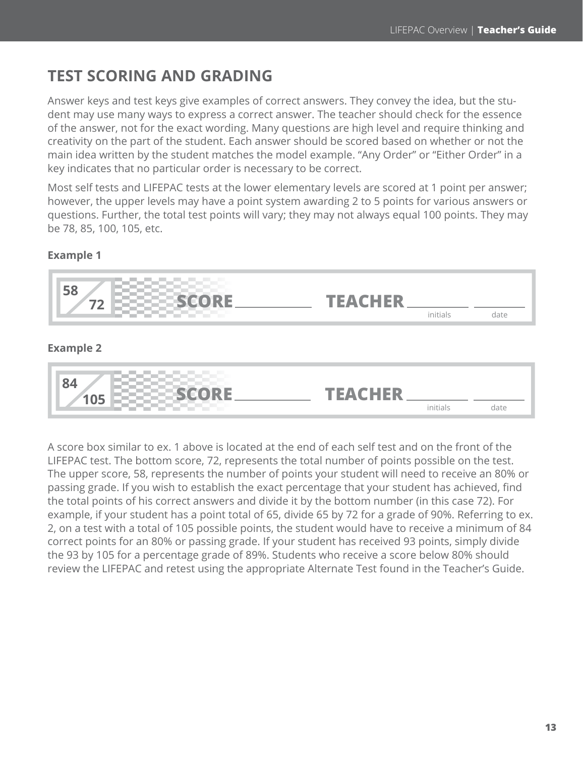## TEST SCORING AND GRADING

Answer keys and test keys give examples of correct answers. They convey the idea, but the student may use many ways to express a correct answer. The teacher should check for the essence of the answer, not for the exact wording. Many questions are high level and require thinking and creativity on the part of the student. Each answer should be scored based on whether or not the main idea written by the student matches the model example. "Any Order" or "Either Order" in a key indicates that no particular order is necessary to be correct.

Most self tests and LIFEPAC tests at the lower elementary levels are scored at 1 point per answer; however, the upper levels may have a point system awarding 2 to 5 points for various answers or questions. Further, the total test points will vary; they may not always equal 100 points. They may be 78, 85, 100, 105, etc.

**Example 1**

| 58/72 | SCORE ______ | TEACHER ______ initials ______ date |
|---|---|---|

**Example 2**

| 84/105 | SCORE ______ | TEACHER ______ initials ______ date |
|---|---|---|

A score box similar to ex. 1 above is located at the end of each self test and on the front of the LIFEPAC test. The bottom score, 72, represents the total number of points possible on the test. The upper score, 58, represents the number of points your student will need to receive an 80% or passing grade. If you wish to establish the exact percentage that your student has achieved, find the total points of his correct answers and divide it by the bottom number (in this case 72). For example, if your student has a point total of 65, divide 65 by 72 for a grade of 90%. Referring to ex. 2, on a test with a total of 105 possible points, the student would have to receive a minimum of 84 correct points for an 80% or passing grade. If your student has received 93 points, simply divide the 93 by 105 for a percentage grade of 89%. Students who receive a score below 80% should review the LIFEPAC and retest using the appropriate Alternate Test found in the Teacher's Guide.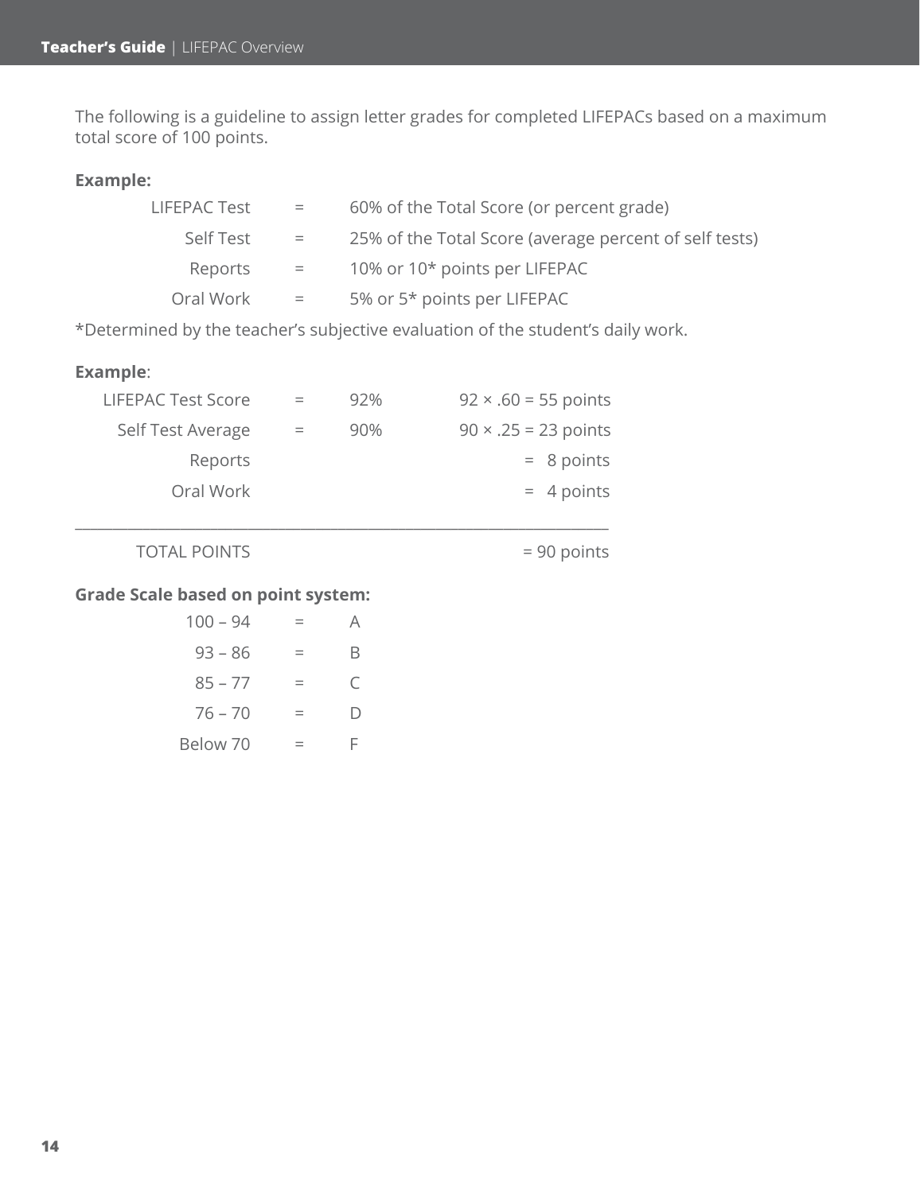The following is a guideline to assign letter grades for completed LIFEPACs based on a maximum total score of 100 points.

**Example:**

| | | |
|---|---|---|
| LIFEPAC Test | = | 60% of the Total Score (or percent grade) |
| Self Test | = | 25% of the Total Score (average percent of self tests) |
| Reports | = | 10% or 10* points per LIFEPAC |
| Oral Work | = | 5% or 5* points per LIFEPAC |

*Determined by the teacher's subjective evaluation of the student's daily work.

**Example**:

| | | | |
|---|---|---|---|
| LIFEPAC Test Score | = | 92% | 92 × .60 = 55 points |
| Self Test Average | = | 90% | 90 × .25 = 23 points |
| Reports | | | = 8 points |
| Oral Work | | | = 4 points |
| TOTAL POINTS | | | = 90 points |

**Grade Scale based on point system:**

| | | |
|---|---|---|
| 100 – 94 | = | A |
| 93 – 86 | = | B |
| 85 – 77 | = | C |
| 76 – 70 | = | D |
| Below 70 | = | F |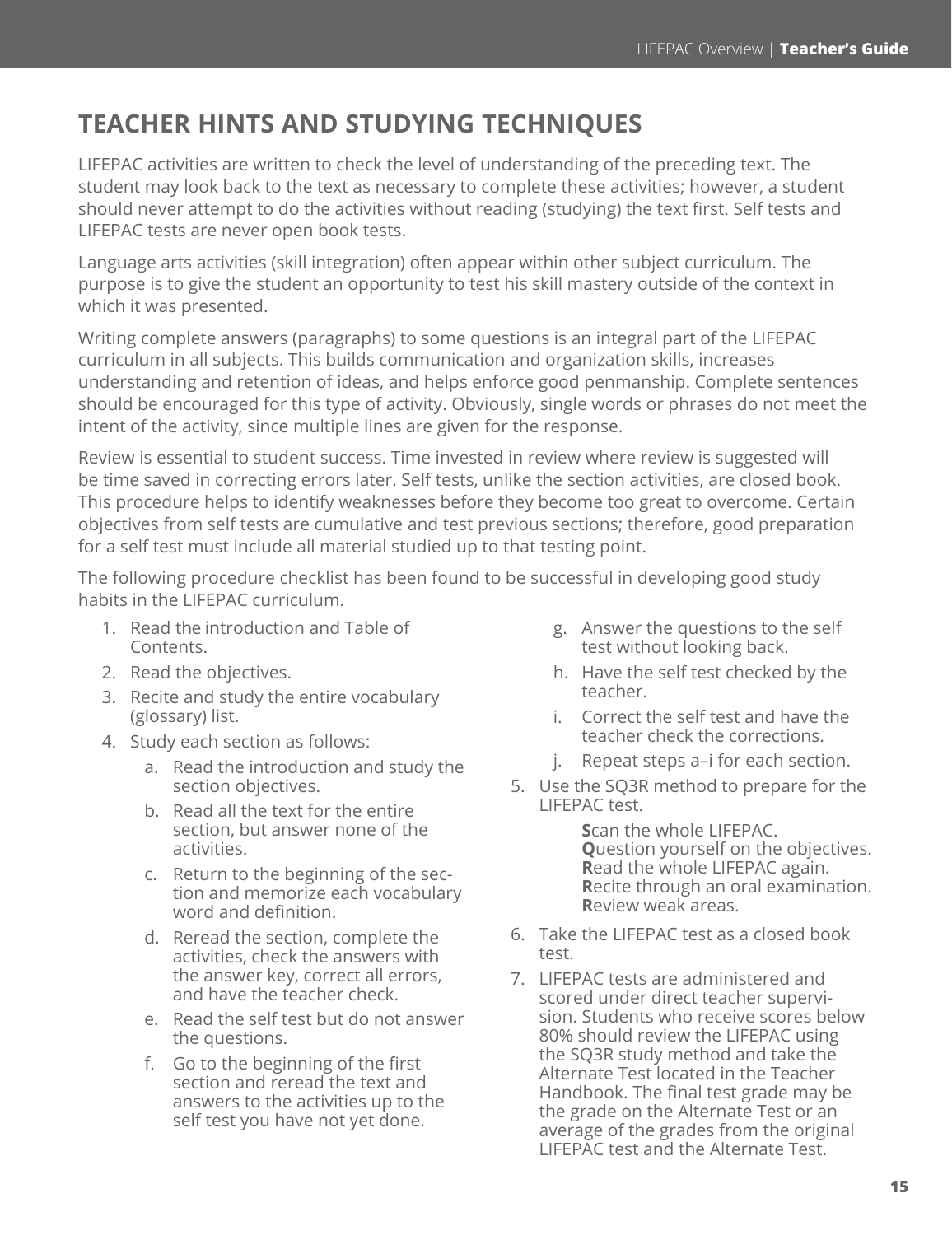## TEACHER HINTS AND STUDYING TECHNIQUES

LIFEPAC activities are written to check the level of understanding of the preceding text. The student may look back to the text as necessary to complete these activities; however, a student should never attempt to do the activities without reading (studying) the text first. Self tests and LIFEPAC tests are never open book tests.

Language arts activities (skill integration) often appear within other subject curriculum. The purpose is to give the student an opportunity to test his skill mastery outside of the context in which it was presented.

Writing complete answers (paragraphs) to some questions is an integral part of the LIFEPAC curriculum in all subjects. This builds communication and organization skills, increases understanding and retention of ideas, and helps enforce good penmanship. Complete sentences should be encouraged for this type of activity. Obviously, single words or phrases do not meet the intent of the activity, since multiple lines are given for the response.

Review is essential to student success. Time invested in review where review is suggested will be time saved in correcting errors later. Self tests, unlike the section activities, are closed book. This procedure helps to identify weaknesses before they become too great to overcome. Certain objectives from self tests are cumulative and test previous sections; therefore, good preparation for a self test must include all material studied up to that testing point.

The following procedure checklist has been found to be successful in developing good study habits in the LIFEPAC curriculum.

1. Read the introduction and Table of Contents.
2. Read the objectives.
3. Recite and study the entire vocabulary (glossary) list.
4. Study each section as follows:
   a. Read the introduction and study the section objectives.
   b. Read all the text for the entire section, but answer none of the activities.
   c. Return to the beginning of the section and memorize each vocabulary word and definition.
   d. Reread the section, complete the activities, check the answers with the answer key, correct all errors, and have the teacher check.
   e. Read the self test but do not answer the questions.
   f. Go to the beginning of the first section and reread the text and answers to the activities up to the self test you have not yet done.
   g. Answer the questions to the self test without looking back.
   h. Have the self test checked by the teacher.
   i. Correct the self test and have the teacher check the corrections.
   j. Repeat steps a–i for each section.
5. Use the SQ3R method to prepare for the LIFEPAC test.

   **S**can the whole LIFEPAC.
   **Q**uestion yourself on the objectives.
   **R**ead the whole LIFEPAC again.
   **R**ecite through an oral examination.
   **R**eview weak areas.
6. Take the LIFEPAC test as a closed book test.
7. LIFEPAC tests are administered and scored under direct teacher supervision. Students who receive scores below 80% should review the LIFEPAC using the SQ3R study method and take the Alternate Test located in the Teacher Handbook. The final test grade may be the grade on the Alternate Test or an average of the grades from the original LIFEPAC test and the Alternate Test.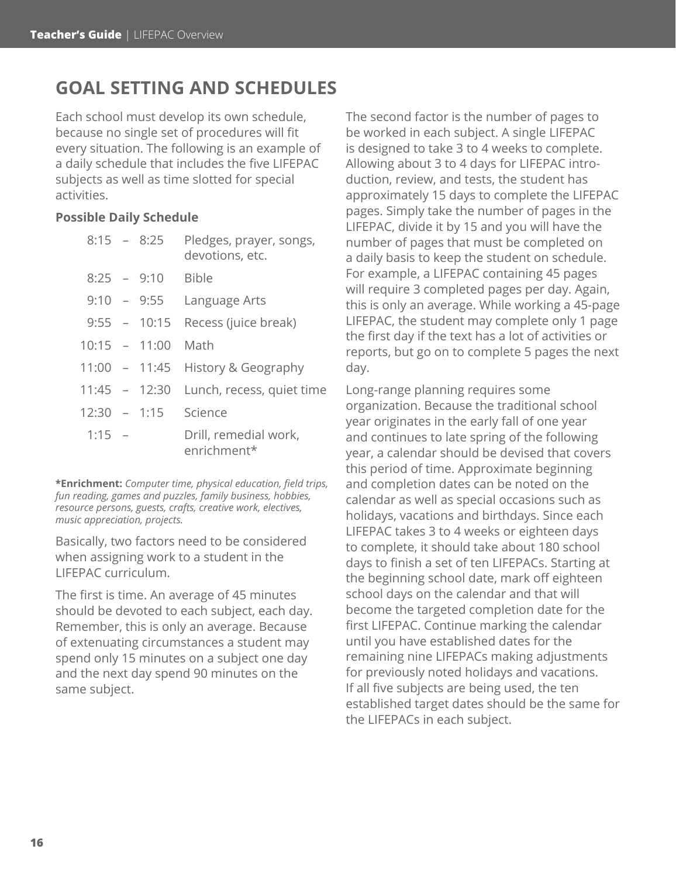## GOAL SETTING AND SCHEDULES

Each school must develop its own schedule, because no single set of procedures will fit every situation. The following is an example of a daily schedule that includes the five LIFEPAC subjects as well as time slotted for special activities.

**Possible Daily Schedule**

| Time | Activity |
|---|---|
| 8:15 – 8:25 | Pledges, prayer, songs, devotions, etc. |
| 8:25 – 9:10 | Bible |
| 9:10 – 9:55 | Language Arts |
| 9:55 – 10:15 | Recess (juice break) |
| 10:15 – 11:00 | Math |
| 11:00 – 11:45 | History & Geography |
| 11:45 – 12:30 | Lunch, recess, quiet time |
| 12:30 – 1:15 | Science |
| 1:15 – | Drill, remedial work, enrichment* |

**\*Enrichment:** *Computer time, physical education, field trips, fun reading, games and puzzles, family business, hobbies, resource persons, guests, crafts, creative work, electives, music appreciation, projects.*

Basically, two factors need to be considered when assigning work to a student in the LIFEPAC curriculum.

The first is time. An average of 45 minutes should be devoted to each subject, each day. Remember, this is only an average. Because of extenuating circumstances a student may spend only 15 minutes on a subject one day and the next day spend 90 minutes on the same subject.

The second factor is the number of pages to be worked in each subject. A single LIFEPAC is designed to take 3 to 4 weeks to complete. Allowing about 3 to 4 days for LIFEPAC introduction, review, and tests, the student has approximately 15 days to complete the LIFEPAC pages. Simply take the number of pages in the LIFEPAC, divide it by 15 and you will have the number of pages that must be completed on a daily basis to keep the student on schedule. For example, a LIFEPAC containing 45 pages will require 3 completed pages per day. Again, this is only an average. While working a 45-page LIFEPAC, the student may complete only 1 page the first day if the text has a lot of activities or reports, but go on to complete 5 pages the next day.

Long-range planning requires some organization. Because the traditional school year originates in the early fall of one year and continues to late spring of the following year, a calendar should be devised that covers this period of time. Approximate beginning and completion dates can be noted on the calendar as well as special occasions such as holidays, vacations and birthdays. Since each LIFEPAC takes 3 to 4 weeks or eighteen days to complete, it should take about 180 school days to finish a set of ten LIFEPACs. Starting at the beginning school date, mark off eighteen school days on the calendar and that will become the targeted completion date for the first LIFEPAC. Continue marking the calendar until you have established dates for the remaining nine LIFEPACs making adjustments for previously noted holidays and vacations. If all five subjects are being used, the ten established target dates should be the same for the LIFEPACs in each subject.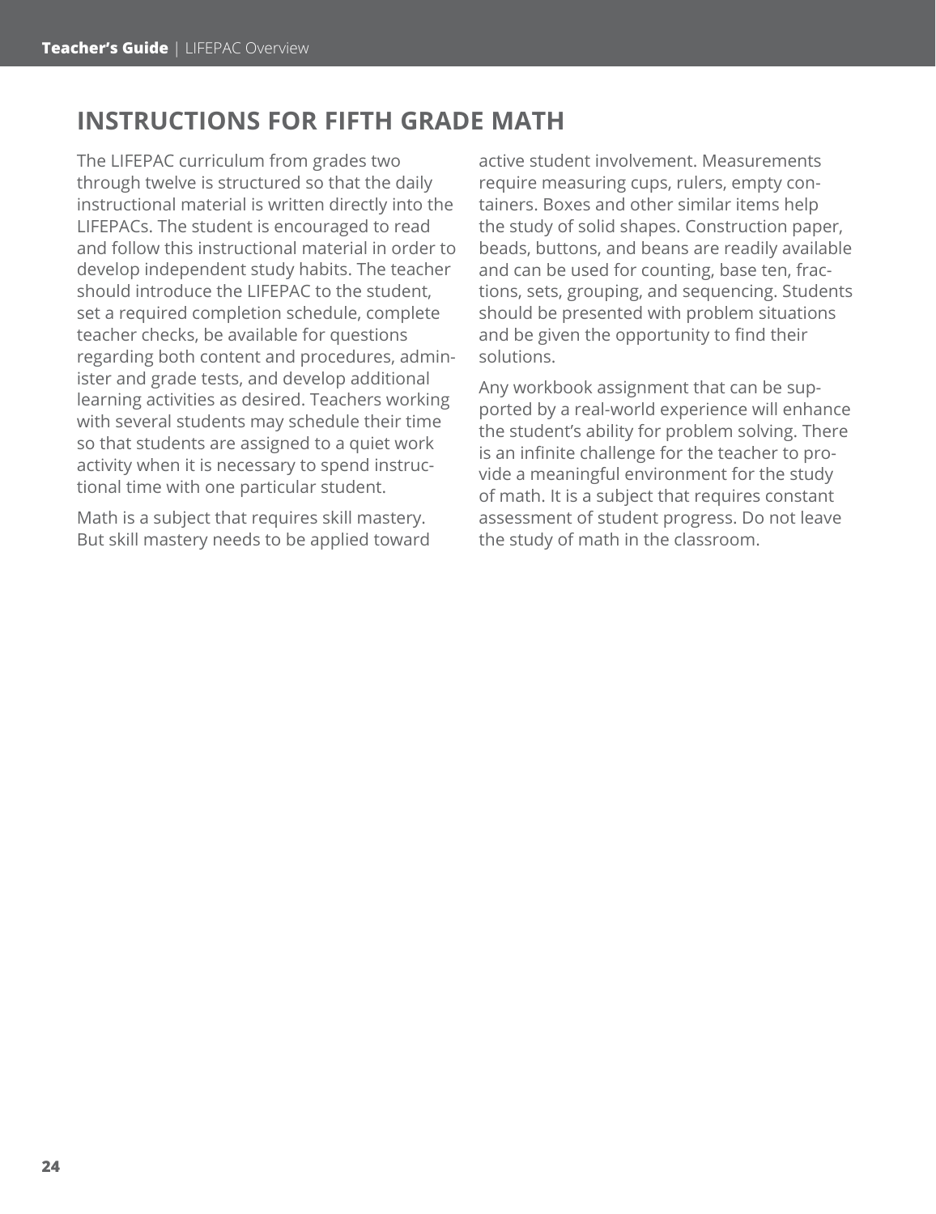## INSTRUCTIONS FOR FIFTH GRADE MATH

The LIFEPAC curriculum from grades two through twelve is structured so that the daily instructional material is written directly into the LIFEPACs. The student is encouraged to read and follow this instructional material in order to develop independent study habits. The teacher should introduce the LIFEPAC to the student, set a required completion schedule, complete teacher checks, be available for questions regarding both content and procedures, administer and grade tests, and develop additional learning activities as desired. Teachers working with several students may schedule their time so that students are assigned to a quiet work activity when it is necessary to spend instructional time with one particular student.

Math is a subject that requires skill mastery. But skill mastery needs to be applied toward active student involvement. Measurements require measuring cups, rulers, empty containers. Boxes and other similar items help the study of solid shapes. Construction paper, beads, buttons, and beans are readily available and can be used for counting, base ten, fractions, sets, grouping, and sequencing. Students should be presented with problem situations and be given the opportunity to find their solutions.

Any workbook assignment that can be supported by a real-world experience will enhance the student's ability for problem solving. There is an infinite challenge for the teacher to provide a meaningful environment for the study of math. It is a subject that requires constant assessment of student progress. Do not leave the study of math in the classroom.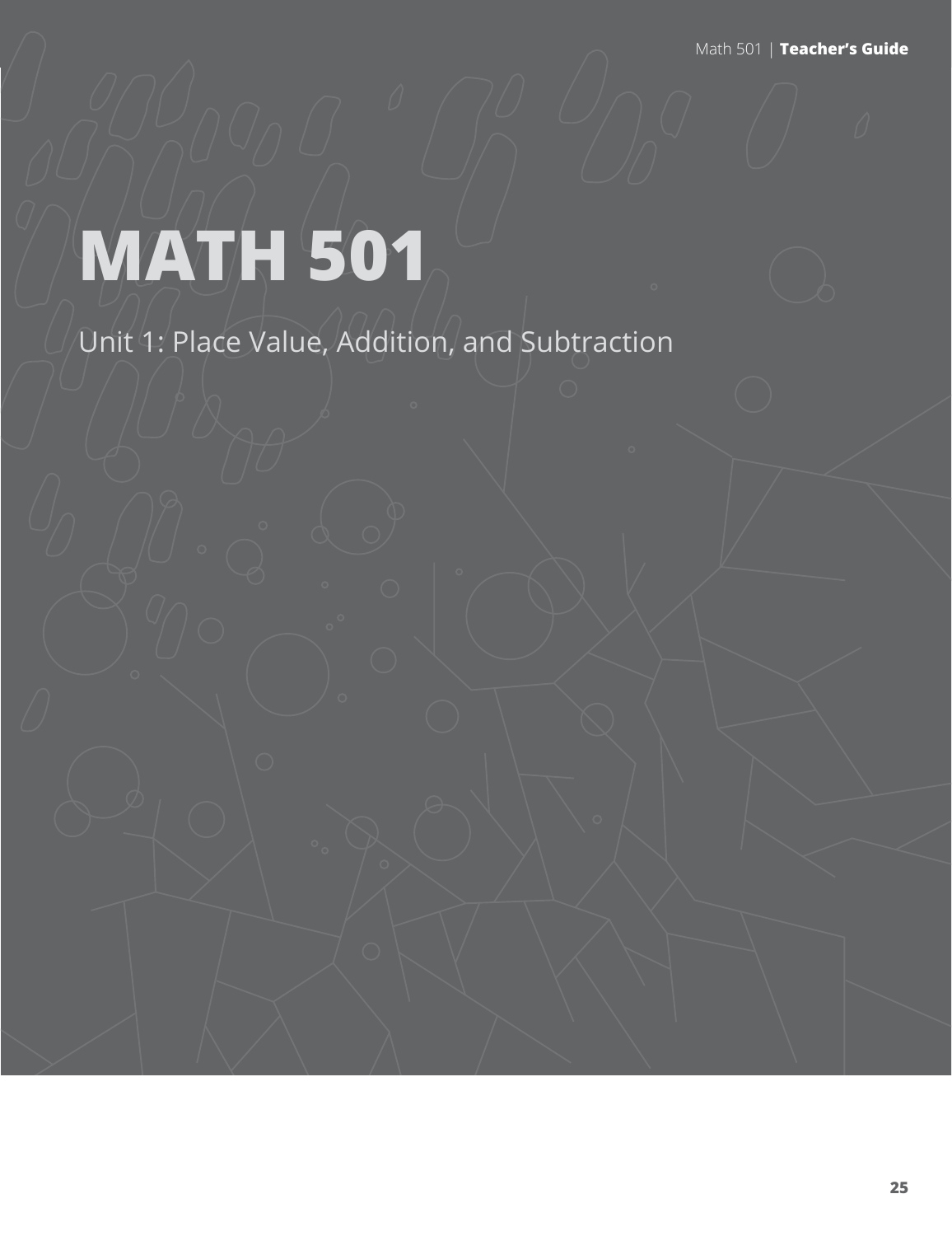# MATH 501

Unit 1: Place Value, Addition, and Subtraction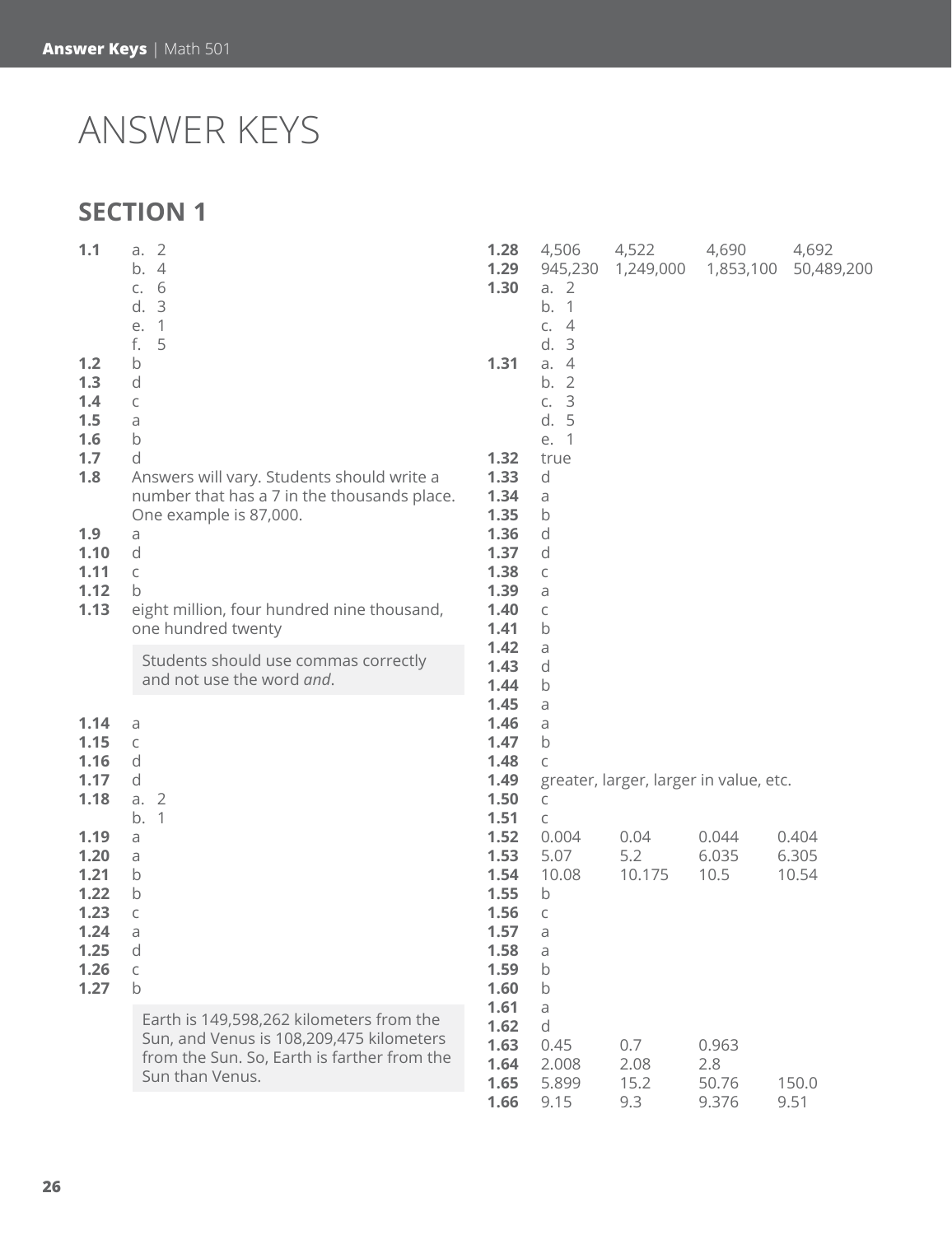# ANSWER KEYS

## SECTION 1

**1.1**
a. 2
b. 4
c. 6
d. 3
e. 1
f. 5

**1.2** b
**1.3** d
**1.4** c
**1.5** a
**1.6** b
**1.7** d
**1.8** Answers will vary. Students should write a number that has a 7 in the thousands place. One example is 87,000.
**1.9** a
**1.10** d
**1.11** c
**1.12** b
**1.13** eight million, four hundred nine thousand, one hundred twenty

> Students should use commas correctly and not use the word *and*.

**1.14** a
**1.15** c
**1.16** d
**1.17** d
**1.18**
a. 2
b. 1

**1.19** a
**1.20** a
**1.21** b
**1.22** b
**1.23** c
**1.24** a
**1.25** d
**1.26** c
**1.27** b

> Earth is 149,598,262 kilometers from the Sun, and Venus is 108,209,475 kilometers from the Sun. So, Earth is farther from the Sun than Venus.

**1.28** 4,506 4,522 4,690 4,692
**1.29** 945,230 1,249,000 1,853,100 50,489,200
**1.30**
a. 2
b. 1
c. 4
d. 3

**1.31**
a. 4
b. 2
c. 3
d. 5
e. 1

**1.32** true
**1.33** d
**1.34** a
**1.35** b
**1.36** d
**1.37** d
**1.38** c
**1.39** a
**1.40** c
**1.41** b
**1.42** a
**1.43** d
**1.44** b
**1.45** a
**1.46** a
**1.47** b
**1.48** c
**1.49** greater, larger, larger in value, etc.
**1.50** c
**1.51** c
**1.52** 0.004 0.04 0.044 0.404
**1.53** 5.07 5.2 6.035 6.305
**1.54** 10.08 10.175 10.5 10.54
**1.55** b
**1.56** c
**1.57** a
**1.58** a
**1.59** b
**1.60** b
**1.61** a
**1.62** d
**1.63** 0.45 0.7 0.963
**1.64** 2.008 2.08 2.8
**1.65** 5.899 15.2 50.76 150.0
**1.66** 9.15 9.3 9.376 9.51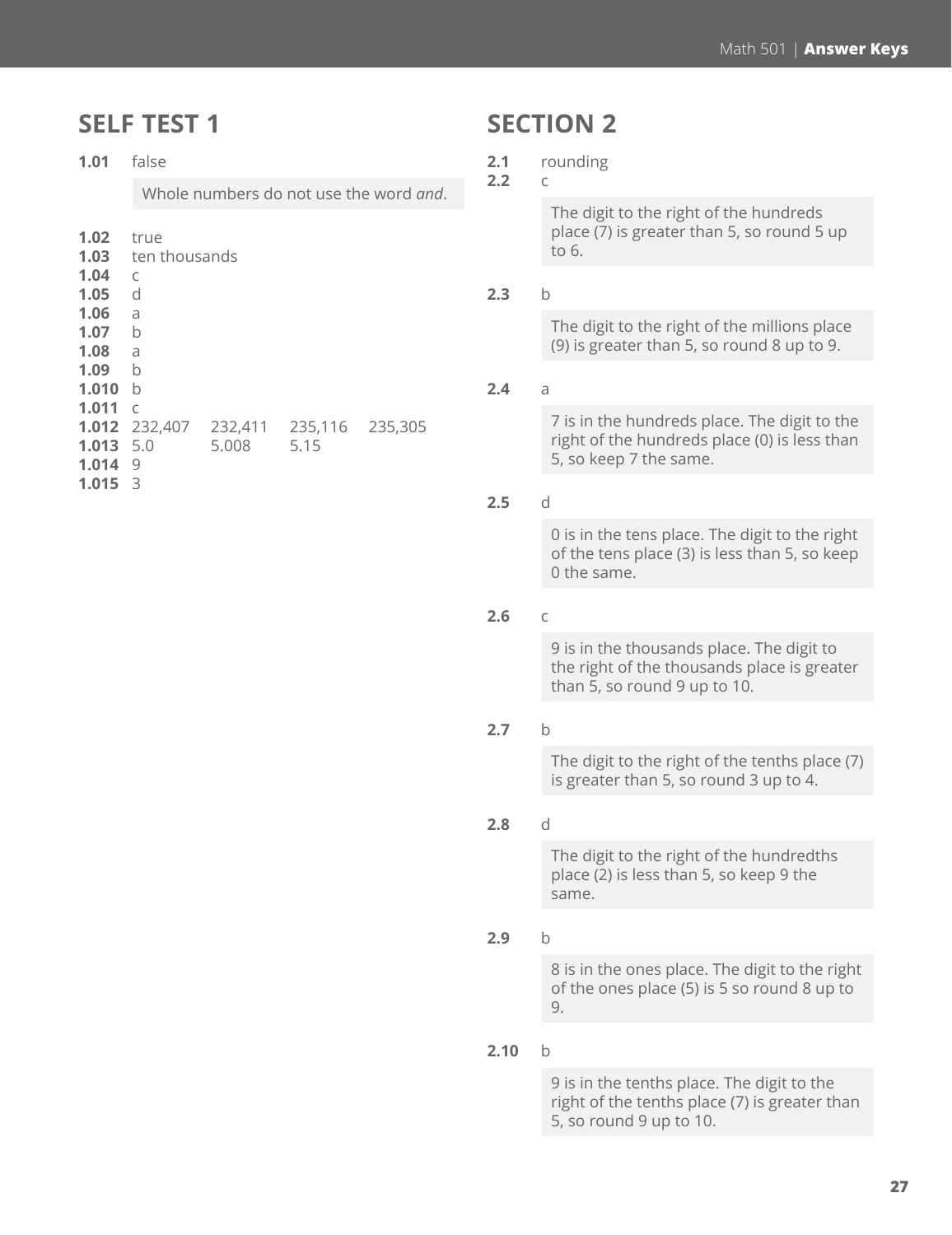## SELF TEST 1

**1.01** false

Whole numbers do not use the word *and*.

**1.02** true
**1.03** ten thousands
**1.04** c
**1.05** d
**1.06** a
**1.07** b
**1.08** a
**1.09** b
**1.010** b
**1.011** c
**1.012** 232,407 232,411 235,116 235,305
**1.013** 5.0 5.008 5.15
**1.014** 9
**1.015** 3

## SECTION 2

**2.1** rounding
**2.2** c

The digit to the right of the hundreds place (7) is greater than 5, so round 5 up to 6.

**2.3** b

The digit to the right of the millions place (9) is greater than 5, so round 8 up to 9.

**2.4** a

7 is in the hundreds place. The digit to the right of the hundreds place (0) is less than 5, so keep 7 the same.

**2.5** d

0 is in the tens place. The digit to the right of the tens place (3) is less than 5, so keep 0 the same.

**2.6** c

9 is in the thousands place. The digit to the right of the thousands place is greater than 5, so round 9 up to 10.

**2.7** b

The digit to the right of the tenths place (7) is greater than 5, so round 3 up to 4.

**2.8** d

The digit to the right of the hundredths place (2) is less than 5, so keep 9 the same.

**2.9** b

8 is in the ones place. The digit to the right of the ones place (5) is 5 so round 8 up to 9.

**2.10** b

9 is in the tenths place. The digit to the right of the tenths place (7) is greater than 5, so round 9 up to 10.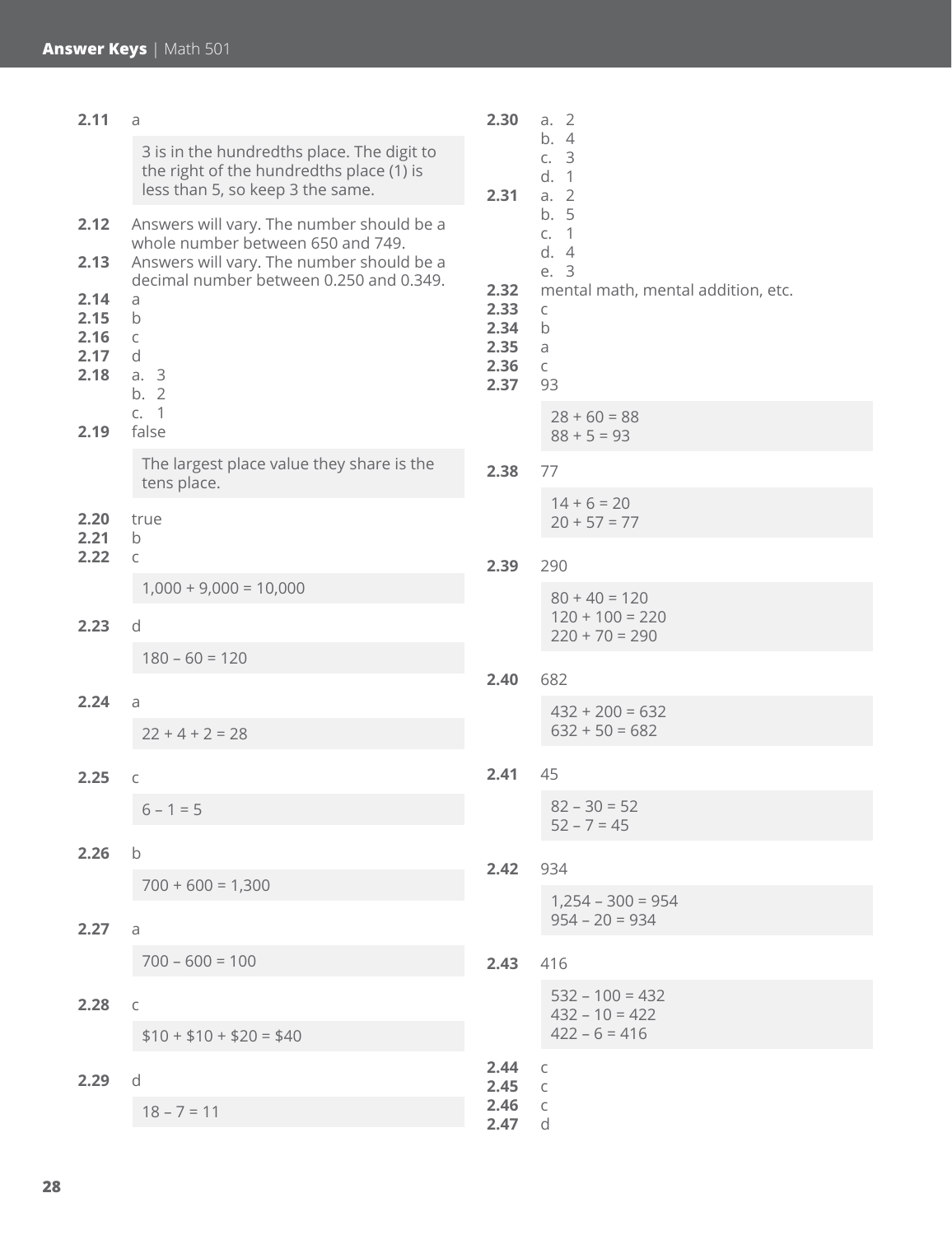**2.11** a

> 3 is in the hundredths place. The digit to the right of the hundredths place (1) is less than 5, so keep 3 the same.

**2.12** Answers will vary. The number should be a whole number between 650 and 749.

**2.13** Answers will vary. The number should be a decimal number between 0.250 and 0.349.

**2.14** a

**2.15** b

**2.16** c

**2.17** d

**2.18** a. 3
b. 2
c. 1

**2.19** false

> The largest place value they share is the tens place.

**2.20** true

**2.21** b

**2.22** c

> 1,000 + 9,000 = 10,000

**2.23** d

> 180 – 60 = 120

**2.24** a

> 22 + 4 + 2 = 28

**2.25** c

> 6 – 1 = 5

**2.26** b

> 700 + 600 = 1,300

**2.27** a

> 700 – 600 = 100

**2.28** c

> $10 + $10 + $20 = $40

**2.29** d

> 18 – 7 = 11

**2.30** a. 2
b. 4
c. 3
d. 1

**2.31** a. 2
b. 5
c. 1
d. 4
e. 3

**2.32** mental math, mental addition, etc.

**2.33** c

**2.34** b

**2.35** a

**2.36** c

**2.37** 93

> 28 + 60 = 88
> 88 + 5 = 93

**2.38** 77

> 14 + 6 = 20
> 20 + 57 = 77

**2.39** 290

> 80 + 40 = 120
> 120 + 100 = 220
> 220 + 70 = 290

**2.40** 682

> 432 + 200 = 632
> 632 + 50 = 682

**2.41** 45

> 82 – 30 = 52
> 52 – 7 = 45

**2.42** 934

> 1,254 – 300 = 954
> 954 – 20 = 934

**2.43** 416

> 532 – 100 = 432
> 432 – 10 = 422
> 422 – 6 = 416

**2.44** c

**2.45** c

**2.46** c

**2.47** d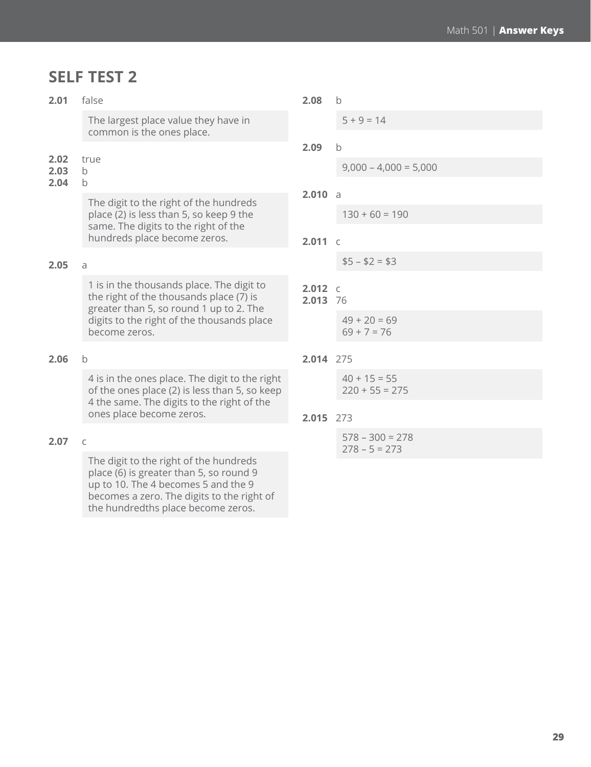## SELF TEST 2

**2.01** false

The largest place value they have in common is the ones place.

**2.02** true

**2.03** b

**2.04** b

The digit to the right of the hundreds place (2) is less than 5, so keep 9 the same. The digits to the right of the hundreds place become zeros.

**2.05** a

1 is in the thousands place. The digit to the right of the thousands place (7) is greater than 5, so round 1 up to 2. The digits to the right of the thousands place become zeros.

**2.06** b

4 is in the ones place. The digit to the right of the ones place (2) is less than 5, so keep 4 the same. The digits to the right of the ones place become zeros.

**2.07** c

The digit to the right of the hundreds place (6) is greater than 5, so round 9 up to 10. The 4 becomes 5 and the 9 becomes a zero. The digits to the right of the hundredths place become zeros.

**2.08** b

5 + 9 = 14

**2.09** b

9,000 – 4,000 = 5,000

**2.010** a

130 + 60 = 190

**2.011** c

$5 – $2 = $3

**2.012** c

**2.013** 76

49 + 20 = 69
69 + 7 = 76

**2.014** 275

40 + 15 = 55
220 + 55 = 275

**2.015** 273

578 – 300 = 278
278 – 5 = 273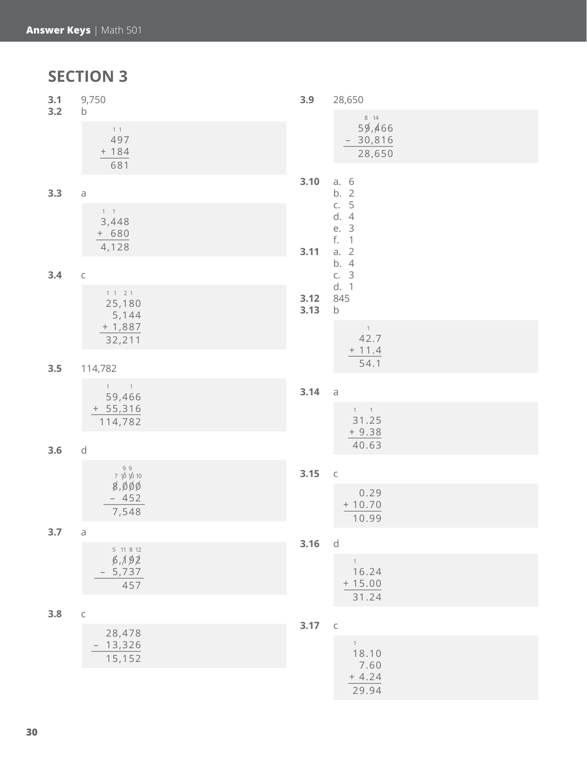## SECTION 3

**3.1** 9,750

**3.2** b

```
   1 1
   497
 + 184
   681
```

**3.3** a

```
  1  1
  3,448
 +  680
  4,128
```

**3.4** c

```
  1 1  2 1
  25,180
   5,144
 + 1,887
  32,211
```

**3.5** 114,782

```
   1     1
   59,466
 + 55,316
  114,782
```

**3.6** d

```
     9 9
   7 10 10 10
   8,000
 –   452
   7,548
```

**3.7** a

```
   5 11 8 12
   6,192
 – 5,737
     457
```

**3.8** c

```
   28,478
 – 13,326
   15,152
```

**3.9** 28,650

```
    8 14
   59,466
 – 30,816
   28,650
```

**3.10**
a. 6
b. 2
c. 5
d. 4
e. 3
f. 1

**3.11**
a. 2
b. 4
c. 3
d. 1

**3.12** 845

**3.13** b

```
     1
    42.7
  + 11.4
    54.1
```

**3.14** a

```
   1  1
   31.25
 +  9.38
   40.63
```

**3.15** c

```
    0.29
 + 10.70
   10.99
```

**3.16** d

```
   1
   16.24
 + 15.00
   31.24
```

**3.17** c

```
   1
   18.10
    7.60
 +  4.24
   29.94
```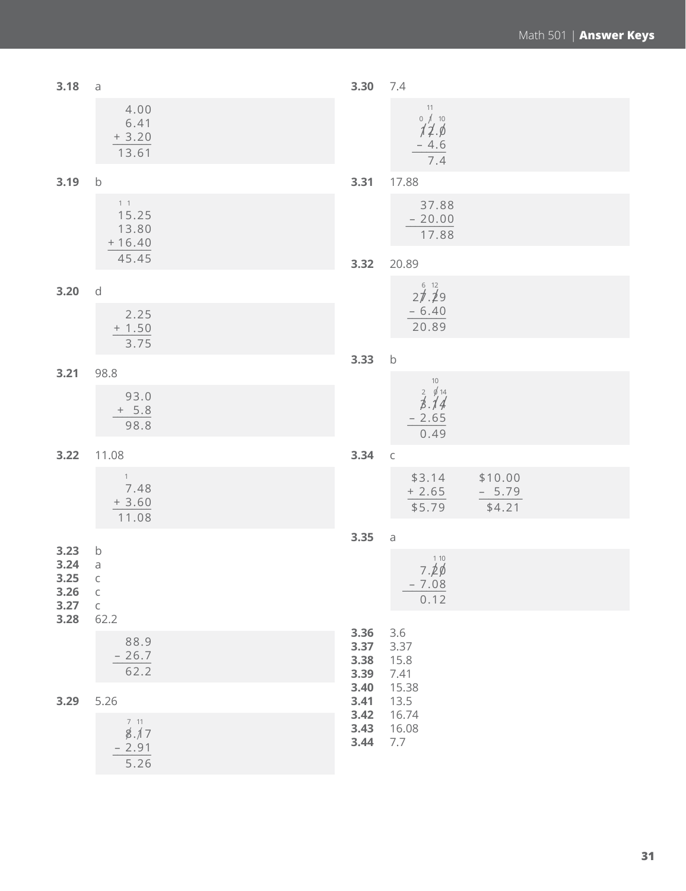**3.18** a

```
  4.00
  6.41
+ 3.20
 13.61
```

**3.19** b

```
 1 1
 15.25
 13.80
+16.40
 45.45
```

**3.20** d

```
  2.25
+ 1.50
  3.75
```

**3.21** 98.8

```
  93.0
+  5.8
  98.8
```

**3.22** 11.08

```
   1
  7.48
+ 3.60
 11.08
```

**3.23** b
**3.24** a
**3.25** c
**3.26** c
**3.27** c
**3.28** 62.2

```
  88.9
- 26.7
  62.2
```

**3.29** 5.26

```
  7 11
  8.17
- 2.91
  5.26
```

**3.30** 7.4

```
   11
  0 1  10
  12.0
 - 4.6
   7.4
```

**3.31** 17.88

```
  37.88
- 20.00
  17.88
```

**3.32** 20.89

```
   6 12
  27.29
- 6.40
 20.89
```

**3.33** b

```
    10
  2  0 14
  3.14
- 2.65
  0.49
```

**3.34** c

```
  $3.14      $10.00
+ 2.65      -  5.79
  $5.79       $4.21
```

**3.35** a

```
    1 10
  7.20
- 7.08
  0.12
```

**3.36** 3.6
**3.37** 3.37
**3.38** 15.8
**3.39** 7.41
**3.40** 15.38
**3.41** 13.5
**3.42** 16.74
**3.43** 16.08
**3.44** 7.7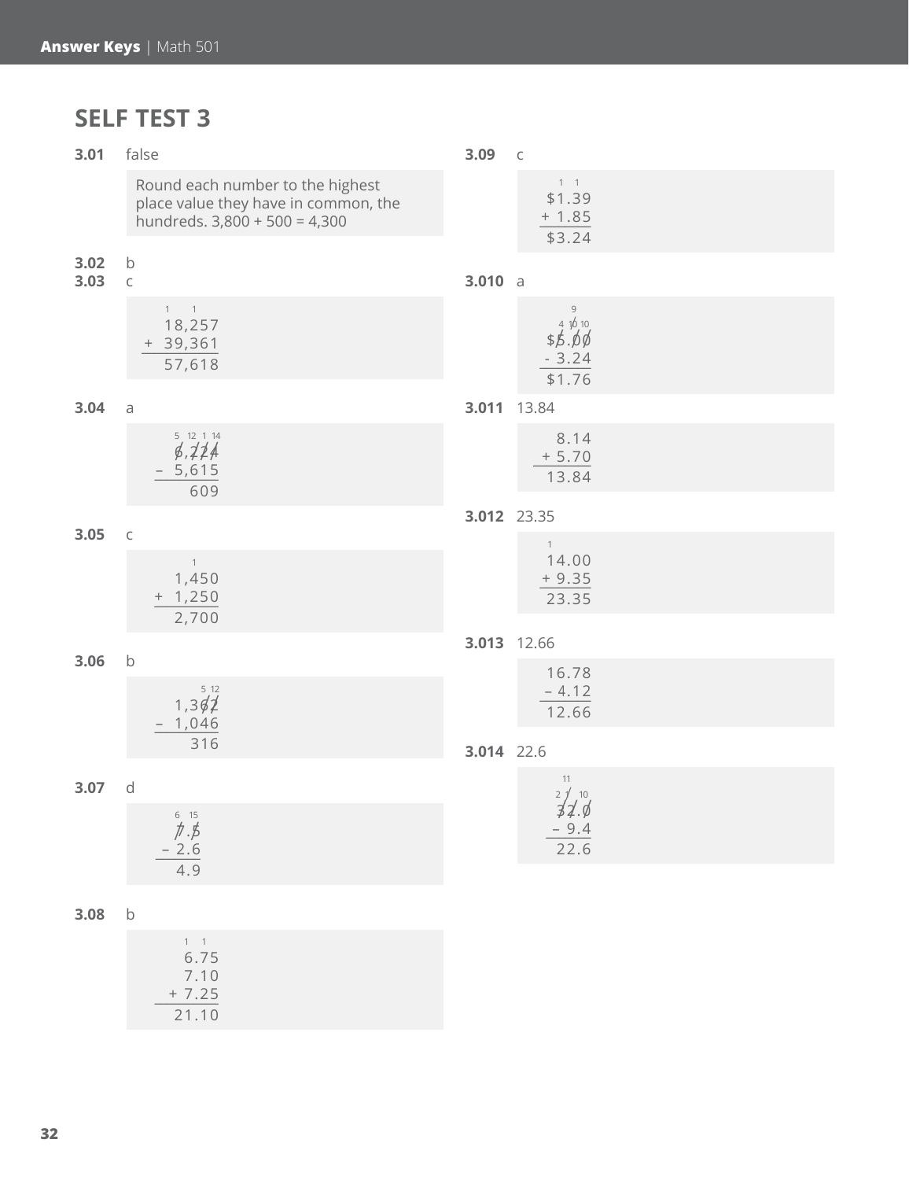## SELF TEST 3

**3.01** false

Round each number to the highest place value they have in common, the hundreds. 3,800 + 500 = 4,300

**3.02** b

**3.03** c

```
   1   1
  18,257
+ 39,361
  57,618
```

**3.04** a

```
  5 12 1 14
  6,224
– 5,615
    609
```

**3.05** c

```
   1
  1,450
+ 1,250
  2,700
```

**3.06** b

```
     5 12
  1,362
– 1,046
    316
```

**3.07** d

```
  6 15
  7.5
– 2.6
  4.9
```

**3.08** b

```
   1 1
   6.75
   7.10
 + 7.25
  21.10
```

**3.09** c

```
   1  1
  $1.39
+ 1.85
  $3.24
```

**3.010** a

```
      9
   4 10 10
  $5.00
- 3.24
  $1.76
```

**3.011** 13.84

```
   8.14
 + 5.70
  13.84
```

**3.012** 23.35

```
  1
  14.00
+ 9.35
  23.35
```

**3.013** 12.66

```
  16.78
– 4.12
  12.66
```

**3.014** 22.6

```
    11
  2 1 10
  32.0
– 9.4
  22.6
```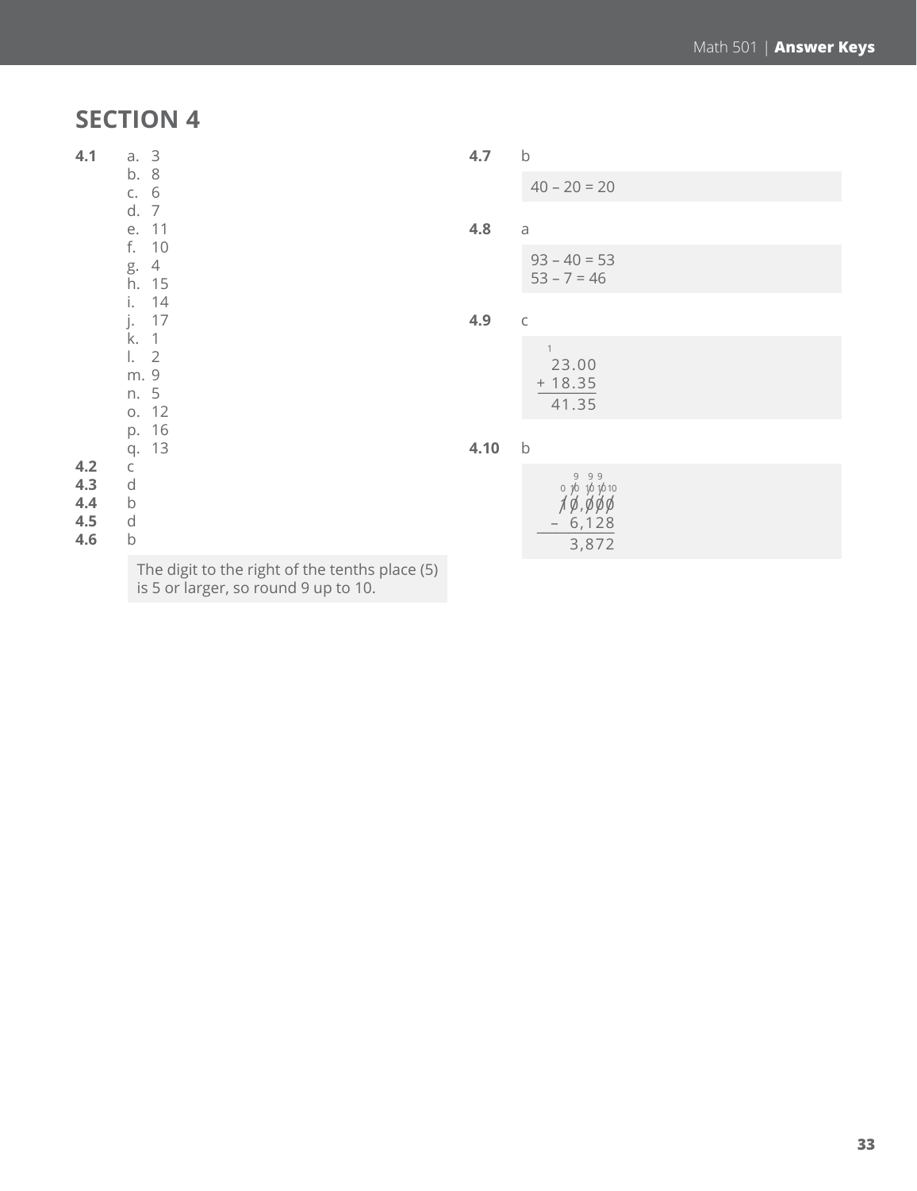## SECTION 4

**4.1**
- a. 3
- b. 8
- c. 6
- d. 7
- e. 11
- f. 10
- g. 4
- h. 15
- i. 14
- j. 17
- k. 1
- l. 2
- m. 9
- n. 5
- o. 12
- p. 16
- q. 13

**4.2** c

**4.3** d

**4.4** b

**4.5** d

**4.6** b

> The digit to the right of the tenths place (5) is 5 or larger, so round 9 up to 10.

**4.7** b

> 40 – 20 = 20

**4.8** a

> 93 – 40 = 53
> 53 – 7 = 46

**4.9** c

```
  1
  23.00
+ 18.35
  41.35
```

**4.10** b

```
   9  9 9
 0 10 10 10 10
 10,000
 – 6,128
   3,872
```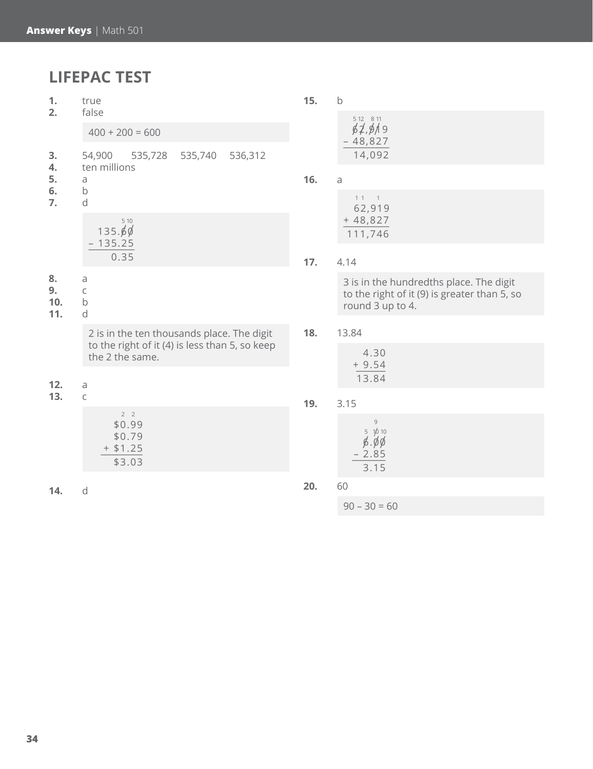## LIFEPAC TEST

1. true
2. false

   400 + 200 = 600

3. 54,900    535,728    535,740    536,312
4. ten millions
5. a
6. b
7. d

```
        5 10
  135.60
– 135.25
    0.35
```

8. a
9. c
10. b
11. d

    2 is in the ten thousands place. The digit to the right of it (4) is less than 5, so keep the 2 the same.

12. a
13. c

```
    2  2
   $0.99
   $0.79
 + $1.25
   $3.03
```

14. d
15. b

```
  5 12  8 11
  62,919
– 48,827
  14,092
```

16. a

```
  1 1   1
  62,919
+ 48,827
 111,746
```

17. 4.14

    3 is in the hundredths place. The digit to the right of it (9) is greater than 5, so round 3 up to 4.

18. 13.84

```
   4.30
 + 9.54
  13.84
```

19. 3.15

```
      9
   5 10 10
   6.00
 – 2.85
   3.15
```

20. 60

    90 – 30 = 60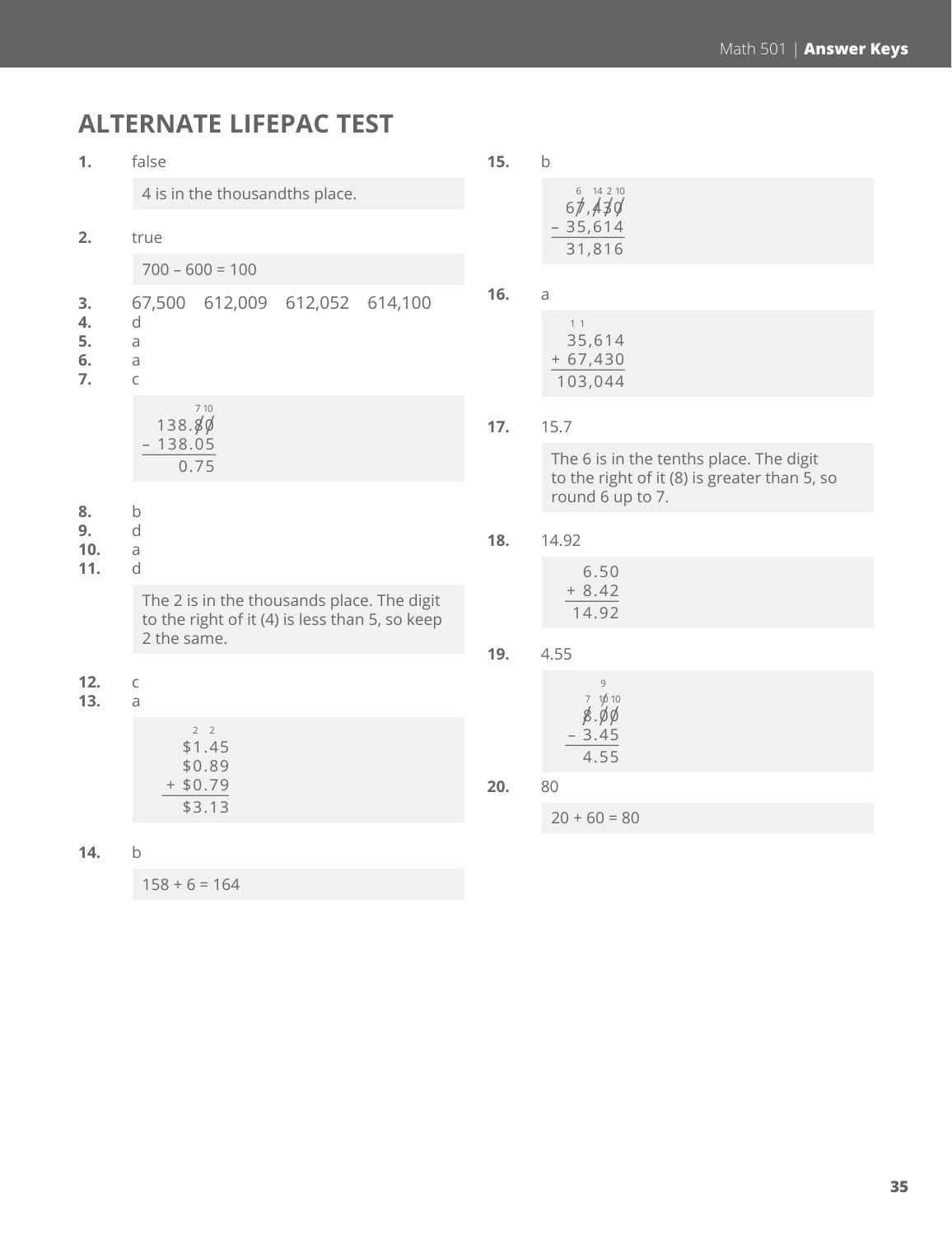# ALTERNATE LIFEPAC TEST

**1.** false

4 is in the thousandths place.

**2.** true

700 – 600 = 100

**3.** 67,500 612,009 612,052 614,100

**4.** d

**5.** a

**6.** a

**7.** c

$$\begin{array}{r} 138.80 \\ -\ 138.05 \\ \hline 0.75 \end{array}$$

**8.** b

**9.** d

**10.** a

**11.** d

The 2 is in the thousands place. The digit to the right of it (4) is less than 5, so keep 2 the same.

**12.** c

**13.** a

$$\begin{array}{r} \$1.45 \\ \$0.89 \\ +\ \$0.79 \\ \hline \$3.13 \end{array}$$

**14.** b

158 + 6 = 164

**15.** b

$$\begin{array}{r} 67{,}430 \\ -\ 35{,}614 \\ \hline 31{,}816 \end{array}$$

**16.** a

$$\begin{array}{r} 35{,}614 \\ +\ 67{,}430 \\ \hline 103{,}044 \end{array}$$

**17.** 15.7

The 6 is in the tenths place. The digit to the right of it (8) is greater than 5, so round 6 up to 7.

**18.** 14.92

$$\begin{array}{r} 6.50 \\ +\ 8.42 \\ \hline 14.92 \end{array}$$

**19.** 4.55

$$\begin{array}{r} 8.00 \\ -\ 3.45 \\ \hline 4.55 \end{array}$$

**20.** 80

20 + 60 = 80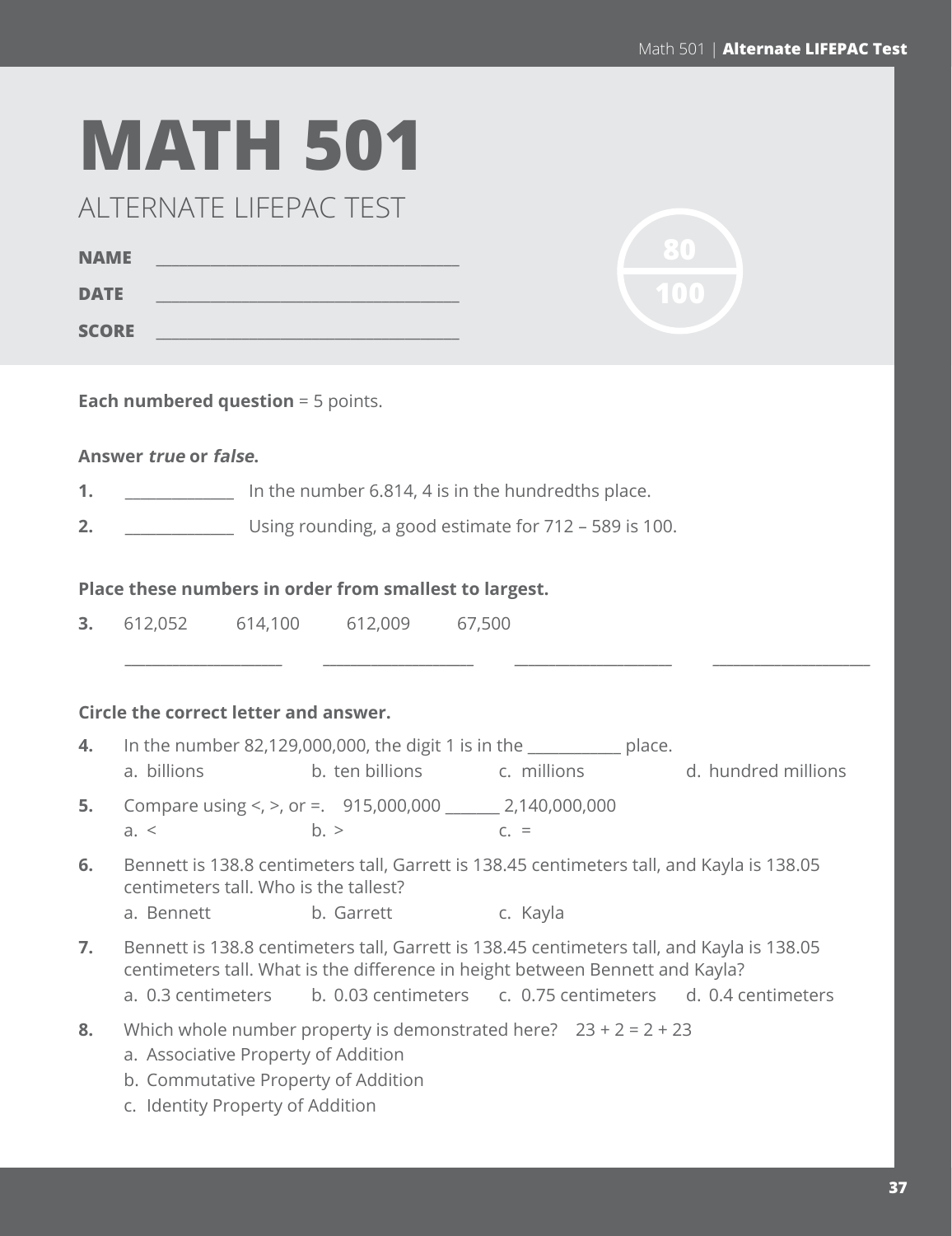# MATH 501

## ALTERNATE LIFEPAC TEST

**NAME** ______________________________

**DATE** ______________________________

**SCORE** ______________________________

80
100

**Each numbered question** = 5 points.

**Answer *true* or *false*.**

**1.** ____________ In the number 6.814, 4 is in the hundredths place.

**2.** ____________ Using rounding, a good estimate for 712 – 589 is 100.

**Place these numbers in order from smallest to largest.**

**3.** 612,052 614,100 612,009 67,500

________________ ________________ ________________ ________________

**Circle the correct letter and answer.**

**4.** In the number 82,129,000,000, the digit 1 is in the ___________ place.
a. billions b. ten billions c. millions d. hundred millions

**5.** Compare using <, >, or =. 915,000,000 _______ 2,140,000,000
a. < b. > c. =

**6.** Bennett is 138.8 centimeters tall, Garrett is 138.45 centimeters tall, and Kayla is 138.05 centimeters tall. Who is the tallest?
a. Bennett b. Garrett c. Kayla

**7.** Bennett is 138.8 centimeters tall, Garrett is 138.45 centimeters tall, and Kayla is 138.05 centimeters tall. What is the difference in height between Bennett and Kayla?
a. 0.3 centimeters b. 0.03 centimeters c. 0.75 centimeters d. 0.4 centimeters

**8.** Which whole number property is demonstrated here? 23 + 2 = 2 + 23
a. Associative Property of Addition
b. Commutative Property of Addition
c. Identity Property of Addition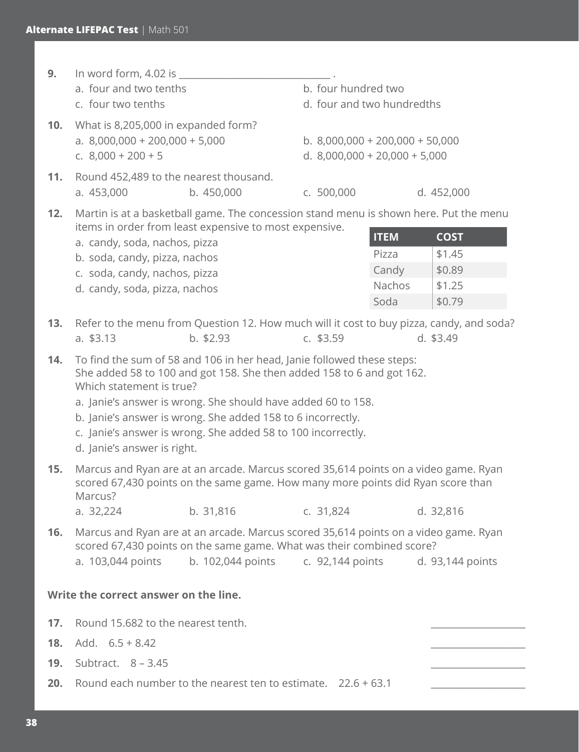9. In word form, 4.02 is ______________________________ .

   a. four and two tenths
   b. four hundred two
   c. four two tenths
   d. four and two hundredths

10. What is 8,205,000 in expanded form?

   a. 8,000,000 + 200,000 + 5,000
   b. 8,000,000 + 200,000 + 50,000
   c. 8,000 + 200 + 5
   d. 8,000,000 + 20,000 + 5,000

11. Round 452,489 to the nearest thousand.

   a. 453,000
   b. 450,000
   c. 500,000
   d. 452,000

12. Martin is at a basketball game. The concession stand menu is shown here. Put the menu items in order from least expensive to most expensive.

   a. candy, soda, nachos, pizza
   b. soda, candy, pizza, nachos
   c. soda, candy, nachos, pizza
   d. candy, soda, pizza, nachos

| ITEM | COST |
| --- | --- |
| Pizza | $1.45 |
| Candy | $0.89 |
| Nachos | $1.25 |
| Soda | $0.79 |

13. Refer to the menu from Question 12. How much will it cost to buy pizza, candy, and soda?

   a. $3.13
   b. $2.93
   c. $3.59
   d. $3.49

14. To find the sum of 58 and 106 in her head, Janie followed these steps: She added 58 to 100 and got 158. She then added 158 to 6 and got 162. Which statement is true?

   a. Janie's answer is wrong. She should have added 60 to 158.
   b. Janie's answer is wrong. She added 158 to 6 incorrectly.
   c. Janie's answer is wrong. She added 58 to 100 incorrectly.
   d. Janie's answer is right.

15. Marcus and Ryan are at an arcade. Marcus scored 35,614 points on a video game. Ryan scored 67,430 points on the same game. How many more points did Ryan score than Marcus?

   a. 32,224
   b. 31,816
   c. 31,824
   d. 32,816

16. Marcus and Ryan are at an arcade. Marcus scored 35,614 points on a video game. Ryan scored 67,430 points on the same game. What was their combined score?

   a. 103,044 points
   b. 102,044 points
   c. 92,144 points
   d. 93,144 points

**Write the correct answer on the line.**

17. Round 15.682 to the nearest tenth. ____________________

18. Add. 6.5 + 8.42 ____________________

19. Subtract. 8 – 3.45 ____________________

20. Round each number to the nearest ten to estimate. 22.6 + 63.1 ____________________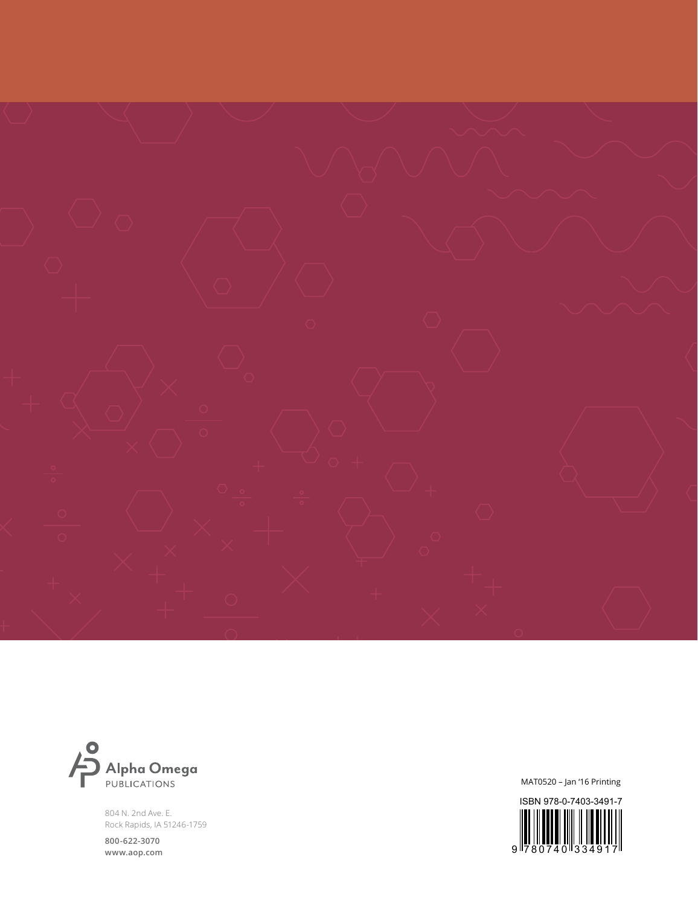Alpha Omega
PUBLICATIONS

804 N. 2nd Ave. E.
Rock Rapids, IA 51246-1759

**800-622-3070**
**www.aop.com**

MAT0520 – Jan '16 Printing

ISBN 978-0-7403-3491-7

9 780740 334917